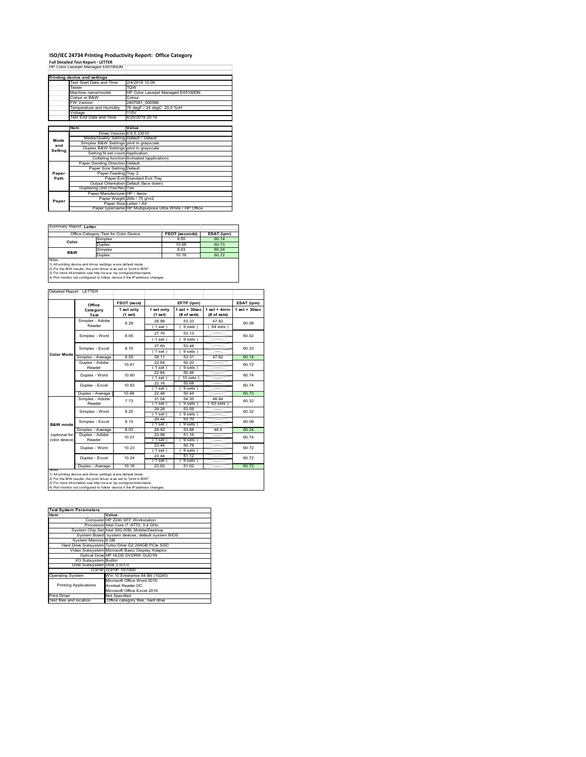# ISO/IEC 24734 Printing Productivity Report: Office Category

**Full Detailed Test Report - LETTER**

HP Color Laserjet Managed E65160DN

| | Printing device and settings | |
|---|---|---|
| | Test Start Date and Time | 2/4/2019 10:09 |
| | Tester | TQW |
| | Machine name/model | HP Color Laserjet Managed E65160DN |
| | Colour or B&W | Colour |
| | FW Version | 2407081_000586 |
| | Temperature and Humidity | 76 degF / 24 degC 20.0 %rH |
| | Voltage | 110V |
| | Test End Date and Time | 4/25/2019 20:14 |

| | Item | Value |
|---|---|---|
| Mode and Setting | Driver Version | 6.6.5.23510 |
| | Media/Quality Setting | Default / Default |
| | Simplex B&W Settings | print in grayscale |
| | Duplex B&W Settings | print in grayscale |
| | Setting N set count | Application |
| | Collating function | Activated (application) |
| Paper Path | Paper Sending Direction | Default |
| | Paper Size Setting | Default |
| | Paper Feeding | Tray 2 |
| | Paper Exit | Standard Exit Tray |
| | Output Orientation | Default (face down) |
| | Duplexing Unit (Yes/No) | Yes |
| Paper | Paper Manufacturer | HP / Xerox |
| | Paper Weight | 20lb / 75 g/m2 |
| | Paper Size | Letter / A4 |
| | Paper type/name | HP Multipurpose Ultra White / HP Office |

Summary Report: **Letter**

| Office Category Test for Color Device | | FSOT (seconds) | ESAT (ipm) |
|---|---|---|---|
| Color | Simplex | 8.55 | 60.14 |
| | Duplex | 10.68 | 60.73 |
| B&W | Simplex | 8.03 | 60.24 |
| | Duplex | 10.16 | 60.72 |

Notes
1) All printing device and driver settings were default mode.
2) For the B/W results, the print driver was set to "print in B/W".
3) For more information see http://www.hp.com/go/printerclaims.
4) Port monitor not configured to follow device if the IP address changes.

Detailed Report: LETTER

| | Office Category Test | FSOT (secs) | EFTP (ipm) | | | ESAT (ipm) |
|---|---|---|---|---|---|---|
| | | 1 set only (1 set) | 1 set only (1 set) | 1 set + 30sec (# of sets) | 1 set + 4min (# of sets) | 1 set + 30sec |
| Color Mode | Simplex - Adobe Reader | 8.29 | 28.98 (1 set) | 53.33 (9 sets) | 47.82 (64 sets) | 60.08 |
| | Simplex - Word | 8.65 | 27.76 (1 set) | 53.13 (9 sets) | | 60.02 |
| | Simplex - Excel | 8.70 | 27.60 (1 set) | 53.48 (9 sets) | | 60.33 |
| | Simplex - Average | 8.55 | 28.11 | 53.31 | 47.82 | 60.14 |
| | Duplex - Adobe Reader | 10.61 | 22.64 (1 set) | 50.20 (9 sets) | | 60.72 |
| | Duplex - Word | 10.60 | 22.64 (1 set) | 50.46 (10 sets) | | 60.74 |
| | Duplex - Excel | 10.83 | 22.16 (1 set) | 50.68 (9 sets) | | 60.74 |
| | Duplex - Average | 10.68 | 22.48 | 50.44 | | 60.73 |
| B&W mode (optional for color device) | Simplex - Adobe Reader | 7.73 | 31.04 (1 set) | 54.35 (9 sets) | 48.84 (63 sets) | 60.32 |
| | Simplex - Word | 8.20 | 29.28 (1 set) | 53.59 (9 sets) | | 60.32 |
| | Simplex - Excel | 8.15 | 29.44 (1 set) | 53.70 (9 sets) | | 60.08 |
| | Simplex - Average | 8.03 | 29.92 | 53.88 | 48.8 | 60.24 |
| | Duplex - Adobe Reader | 10.01 | 23.98 (1 set) | 51.16 (9 sets) | | 60.74 |
| | Duplex - Word | 10.23 | 23.44 (1 set) | 50.78 (9 sets) | | 60.72 |
| | Duplex - Excel | 10.24 | 23.44 (1 set) | 51.12 (9 sets) | | 60.72 |
| | Duplex - Average | 10.16 | 23.62 | 51.02 | | 60.72 |

Notes
1) All printing device and driver settings were default mode.
2) For the B/W results, the print driver was set to "print in B/W".
3) For more information see http://www.hp.com/go/printerclaims.
4) Port monitor not configured to follow device if the IP address changes.

| Test System Parameters | |
|---|---|
| Item | Value |
| Computer | HP Z240 SFF Workstation |
| Processor | Intel Core i7 -6770, 3.4 GHz |
| System Chip Set | Intel SKL/KBL Mobile/Desktop |
| System Board | system devices, default system BIOS |
| System Memory | 8 GB |
| Hard Drive Subsystem | Turbo Drive G2 256GB PCIe SSD |
| Video Subsystem | Microsoft Basic Display Adaptor |
| Optical Drive | HP HLDS DVDRW GUD1N |
| I/O Subsystem | Builtin |
| USB Subsystem | USB 2.0/3.0 |
| TCP/IP | TCP/IP 10/1000 |
| Operating System | Win 10 Enterprise 64 Bit (10240) |
| Printing Applications | Microsoft Office Word 2016<br>Acrobat Reader DC<br>Microsoft Office Excel 2016 |
| Print Driver | Not Specified |
| Test files and location | Office category files, hard drive |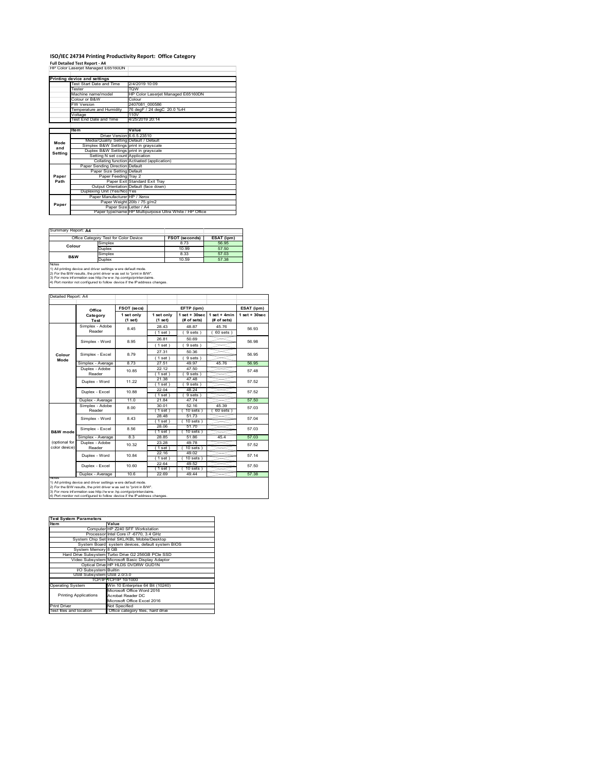# ISO/IEC 24734 Printing Productivity Report: Office Category

**Full Detailed Test Report - A4**

HP Color Laserjet Managed E65160DN

| Printing device and settings | | |
|---|---|---|
| | Test Start Date and Time | 2/4/2019 10:09 |
| | Tester | TQW |
| | Machine name/model | HP Color Laserjet Managed E65160DN |
| | Colour or B&W | Colour |
| | FW Version | 2407081_000586 |
| | Temperature and Humidity | 76 degF / 24 degC 20.0 %rH |
| | Voltage | 110V |
| | Test End Date and Time | 4/25/2019 20:14 |

| | Item | Value |
|---|---|---|
| Mode and Setting | Driver Version | 6.6.5.23510 |
| | Media/Quality Setting | Default / Default |
| | Simplex B&W Settings | print in grayscale |
| | Duplex B&W Settings | print in grayscale |
| | Setting N set count | Application |
| | Collating function | Activated (application) |
| Paper Path | Paper Sending Direction | Default |
| | Paper Size Setting | Default |
| | Paper Feeding | Tray 2 |
| | Paper Exit | Standard Exit Tray |
| | Output Orientation | Default (face down) |
| | Duplexing Unit (Yes/No) | Yes |
| Paper | Paper Manufacturer | HP / Xerox |
| | Paper Weight | 20lb / 75 g/m2 |
| | Paper Size | Letter / A4 |
| | Paper type/name | HP Multipurpose Ultra White / HP Office |

Summary Report: **A4**

| Office Category Test for Color Device | | FSOT (seconds) | ESAT (ipm) |
|---|---|---|---|
| Colour | Simplex | 8.73 | 56.95 |
| | Duplex | 10.99 | 57.50 |
| B&W | Simplex | 8.33 | 57.03 |
| | Duplex | 10.59 | 57.38 |

Notes
1) All printing device and driver settings were default mode.
2) For the B/W results, the print driver was set to "print in B/W".
3) For more information see http://www.hp.com/go/printerclaims.
4) Port monitor not configured to follow device if the IP address changes.

Detailed Report: A4

| | Office Category Test | FSOT (secs) 1 set only (1 set) | EFTP (ipm) 1 set only (1 set) | EFTP (ipm) 1 set + 30sec (# of sets) | EFTP (ipm) 1 set + 4min (# of sets) | ESAT (ipm) 1 set + 30sec |
|---|---|---|---|---|---|---|
| Colour Mode | Simplex - Adobe Reader | 8.45 | 28.43 (1 set) | 48.87 (9 sets) | 45.76 (60 sets) | 56.93 |
| | Simplex - Word | 8.95 | 26.81 (1 set) | 50.69 (9 sets) | | 56.98 |
| | Simplex - Excel | 8.79 | 27.31 (1 set) | 50.36 (9 sets) | | 56.95 |
| | Simplex - Average | 8.73 | 27.51 | 49.97 | 45.76 | 56.95 |
| | Duplex - Adobe Reader | 10.85 | 22.12 (1 set) | 47.50 (9 sets) | | 57.48 |
| | Duplex - Word | 11.22 | 21.38 (1 set) | 47.48 (9 sets) | | 57.52 |
| | Duplex - Excel | 10.88 | 22.04 (1 set) | 48.24 (9 sets) | | 57.52 |
| | Duplex - Average | 11.0 | 21.84 | 47.74 | | 57.50 |
| B&W mode (optional for color device) | Simplex - Adobe Reader | 8.00 | 30.01 (1 set) | 52.16 (10 sets) | 45.39 (60 sets) | 57.03 |
| | Simplex - Word | 8.43 | 28.48 (1 set) | 51.73 (10 sets) | | 57.04 |
| | Simplex - Excel | 8.56 | 28.06 (1 set) | 51.70 (10 sets) | | 57.03 |
| | Simplex - Average | 8.3 | 28.85 | 51.86 | 45.4 | 57.03 |
| | Duplex - Adobe Reader | 10.32 | 23.28 (1 set) | 49.78 (10 sets) | | 57.52 |
| | Duplex - Word | 10.84 | 22.16 (1 set) | 49.02 (10 sets) | | 57.14 |
| | Duplex - Excel | 10.60 | 22.64 (1 set) | 49.52 (10 sets) | | 57.50 |
| | Duplex - Average | 10.6 | 22.69 | 49.44 | | 57.38 |

Notes
1) All printing device and driver settings were default mode.
2) For the B/W results, the print driver was set to "print in B/W".
3) For more information see http://www.hp.com/go/printerclaims.
4) Port monitor not configured to follow device if the IP address changes.

| Test System Parameters | |
|---|---|
| **Item** | **Value** |
| Computer | HP Z240 SFF Workstation |
| Processor | Intel Core i7 -6770, 3.4 GHz |
| System Chip Set | Intel SKL/KBL Mobile/Desktop |
| System Board | system devices, default system BIOS |
| System Memory | 8 GB |
| Hard Drive Subsystem | Turbo Drive G2 256GB PCIe SSD |
| Video Subsystem | Microsoft Basic Display Adaptor |
| Optical Drive | HP HLDS DVDRW GUD1N |
| I/O Subsystem | Builtin |
| USB Subsystem | USB 2.0/3.0 |
| TCP/IP | TCP/IP 10/1000 |
| Operating System | Win 10 Enterprise 64 Bit (10240) |
| Printing Applications | Microsoft Office Word 2016<br>Acrobat Reader DC<br>Microsoft Office Excel 2016 |
| Print Driver | Not Specified |
| Test files and location | Office category files, hard drive |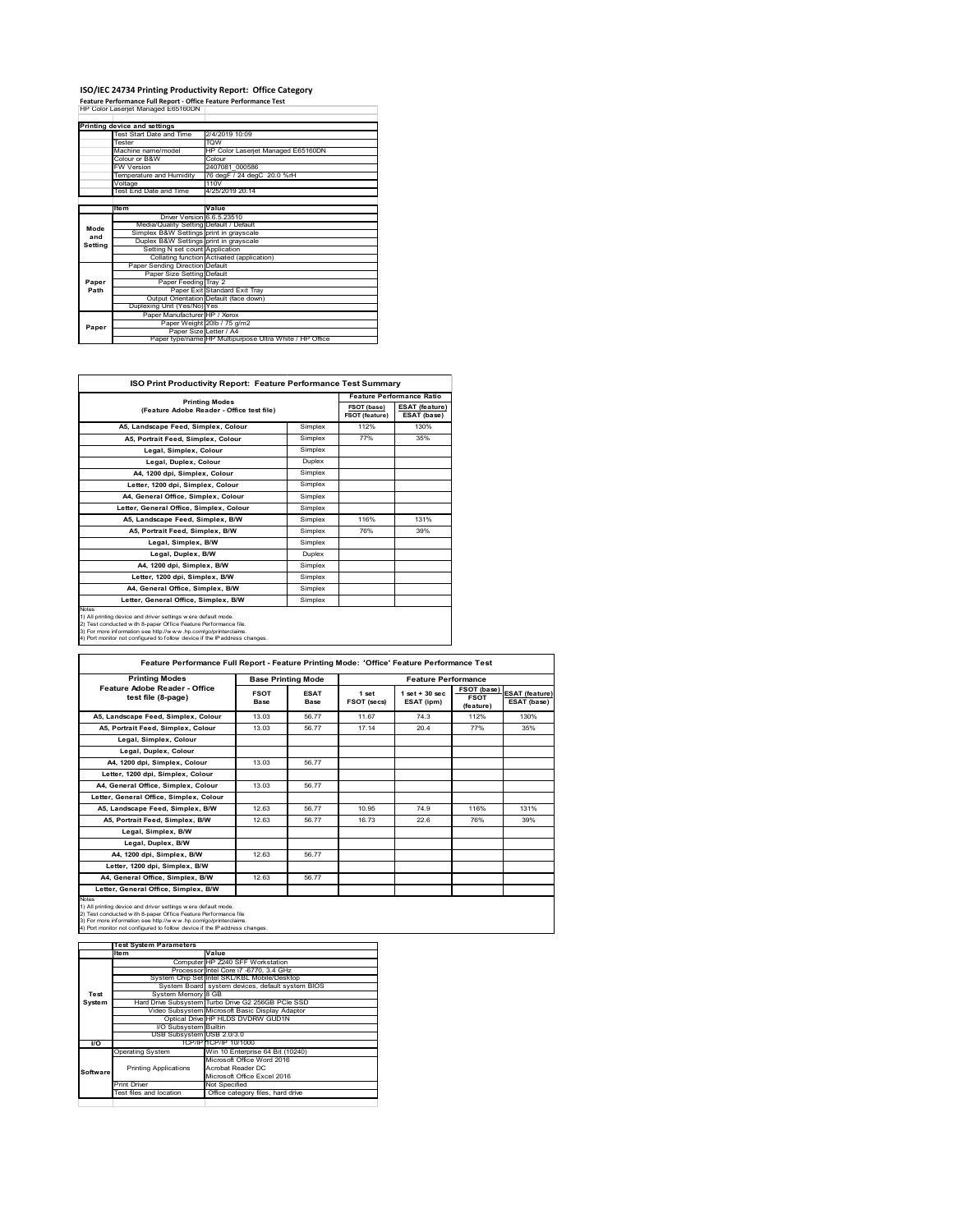# ISO/IEC 24734 Printing Productivity Report: Office Category

**Feature Performance Full Report - Office Feature Performance Test**

HP Color Laserjet Managed E65160DN

| Printing device and settings | | |
|---|---|---|
| | Test Start Date and Time | 2/4/2019 10:09 |
| | Tester | TQW |
| | Machine name/model | HP Color Laserjet Managed E65160DN |
| | Colour or B&W | Colour |
| | FW Version | 2407081_000586 |
| | Temperature and Humidity | 76 degF / 24 degC 20.0 %rH |
| | Voltage | 110V |
| | Test End Date and Time | 4/25/2019 20:14 |

| | Item | Value |
|---|---|---|
| Mode and Setting | Driver Version | 6.6.5.23510 |
| | Media/Quality Setting | Default / Default |
| | Simplex B&W Settings | print in grayscale |
| | Duplex B&W Settings | print in grayscale |
| | Setting N set count | Application |
| | Collating function | Activated (application) |
| Paper Path | Paper Sending Direction | Default |
| | Paper Size Setting | Default |
| | Paper Feeding | Tray 2 |
| | Paper Exit | Standard Exit Tray |
| | Output Orientation | Default (face down) |
| | Duplexing Unit (Yes/No) | Yes |
| Paper | Paper Manufacturer | HP / Xerox |
| | Paper Weight | 20lb / 75 g/m2 |
| | Paper Size | Letter / A4 |
| | Paper type/name | HP Multipurpose Ultra White / HP Office |

## ISO Print Productivity Report: Feature Performance Test Summary

| Printing Modes (Feature Adobe Reader - Office test file) | | Feature Performance Ratio FSOT (base) / FSOT (feature) | ESAT (feature) / ESAT (base) |
|---|---|---|---|
| A5, Landscape Feed, Simplex, Colour | Simplex | 112% | 130% |
| A5, Portrait Feed, Simplex, Colour | Simplex | 77% | 35% |
| Legal, Simplex, Colour | Simplex | | |
| Legal, Duplex, Colour | Duplex | | |
| A4, 1200 dpi, Simplex, Colour | Simplex | | |
| Letter, 1200 dpi, Simplex, Colour | Simplex | | |
| A4, General Office, Simplex, Colour | Simplex | | |
| Letter, General Office, Simplex, Colour | Simplex | | |
| A5, Landscape Feed, Simplex, B/W | Simplex | 116% | 131% |
| A5, Portrait Feed, Simplex, B/W | Simplex | 76% | 39% |
| Legal, Simplex, B/W | Simplex | | |
| Legal, Duplex, B/W | Duplex | | |
| A4, 1200 dpi, Simplex, B/W | Simplex | | |
| Letter, 1200 dpi, Simplex, B/W | Simplex | | |
| A4, General Office, Simplex, B/W | Simplex | | |
| Letter, General Office, Simplex, B/W | Simplex | | |

Notes
1) All printing device and driver settings were default mode.
2) Test conducted with 8-paper Office Feature Performance file.
3) For more information see http://www.hp.com/go/printerclaims.
4) Port monitor not configured to follow device if the IP address changes.

## Feature Performance Full Report - Feature Printing Mode: 'Office' Feature Performance Test

| Printing Modes | Base Printing Mode | | Feature Performance | | | |
|---|---|---|---|---|---|---|
| Feature Adobe Reader - Office test file (8-page) | FSOT Base | ESAT Base | 1 set FSOT (secs) | 1 set + 30 sec ESAT (ipm) | FSOT (base) / FSOT (feature) | ESAT (feature) / ESAT (base) |
| A5, Landscape Feed, Simplex, Colour | 13.03 | 56.77 | 11.67 | 74.3 | 112% | 130% |
| A5, Portrait Feed, Simplex, Colour | 13.03 | 56.77 | 17.14 | 20.4 | 77% | 35% |
| Legal, Simplex, Colour | | | | | | |
| Legal, Duplex, Colour | | | | | | |
| A4, 1200 dpi, Simplex, Colour | 13.03 | 56.77 | | | | |
| Letter, 1200 dpi, Simplex, Colour | | | | | | |
| A4, General Office, Simplex, Colour | 13.03 | 56.77 | | | | |
| Letter, General Office, Simplex, Colour | | | | | | |
| A5, Landscape Feed, Simplex, B/W | 12.63 | 56.77 | 10.95 | 74.9 | 116% | 131% |
| A5, Portrait Feed, Simplex, B/W | 12.63 | 56.77 | 16.73 | 22.6 | 76% | 39% |
| Legal, Simplex, B/W | | | | | | |
| Legal, Duplex, B/W | | | | | | |
| A4, 1200 dpi, Simplex, B/W | 12.63 | 56.77 | | | | |
| Letter, 1200 dpi, Simplex, B/W | | | | | | |
| A4, General Office, Simplex, B/W | 12.63 | 56.77 | | | | |
| Letter, General Office, Simplex, B/W | | | | | | |

Notes
1) All printing device and driver settings were default mode.
2) Test conducted with 8-paper Office Feature Performance file
3) For more information see http://www.hp.com/go/printerclaims.
4) Port monitor not configured to follow device if the IP address changes.

| Test System Parameters | | |
|---|---|---|
| | Item | Value |
| Test System | Computer | HP Z240 SFF Workstation |
| | Processor | Intel Core i7 -6770, 3.4 GHz |
| | System Chip Set | Intel SKL/KBL Mobile/Desktop |
| | System Board | system devices, default system BIOS |
| | System Memory | 8 GB |
| | Hard Drive Subsystem | Turbo Drive G2 256GB PCIe SSD |
| | Video Subsystem | Microsoft Basic Display Adaptor |
| | Optical Drive | HP HLDS DVDRW GUD1N |
| | I/O Subsystem | Builtin |
| | USB Subsystem | USB 2.0/3.0 |
| I/O | TCP/IP | TCP/IP 10/1000 |
| Software | Operating System | Win 10 Enterprise 64 Bit (10240) |
| | Printing Applications | Microsoft Office Word 2016<br>Acrobat Reader DC<br>Microsoft Office Excel 2016 |
| | Print Driver | Not Specified |
| | Test files and location | Office category files, hard drive |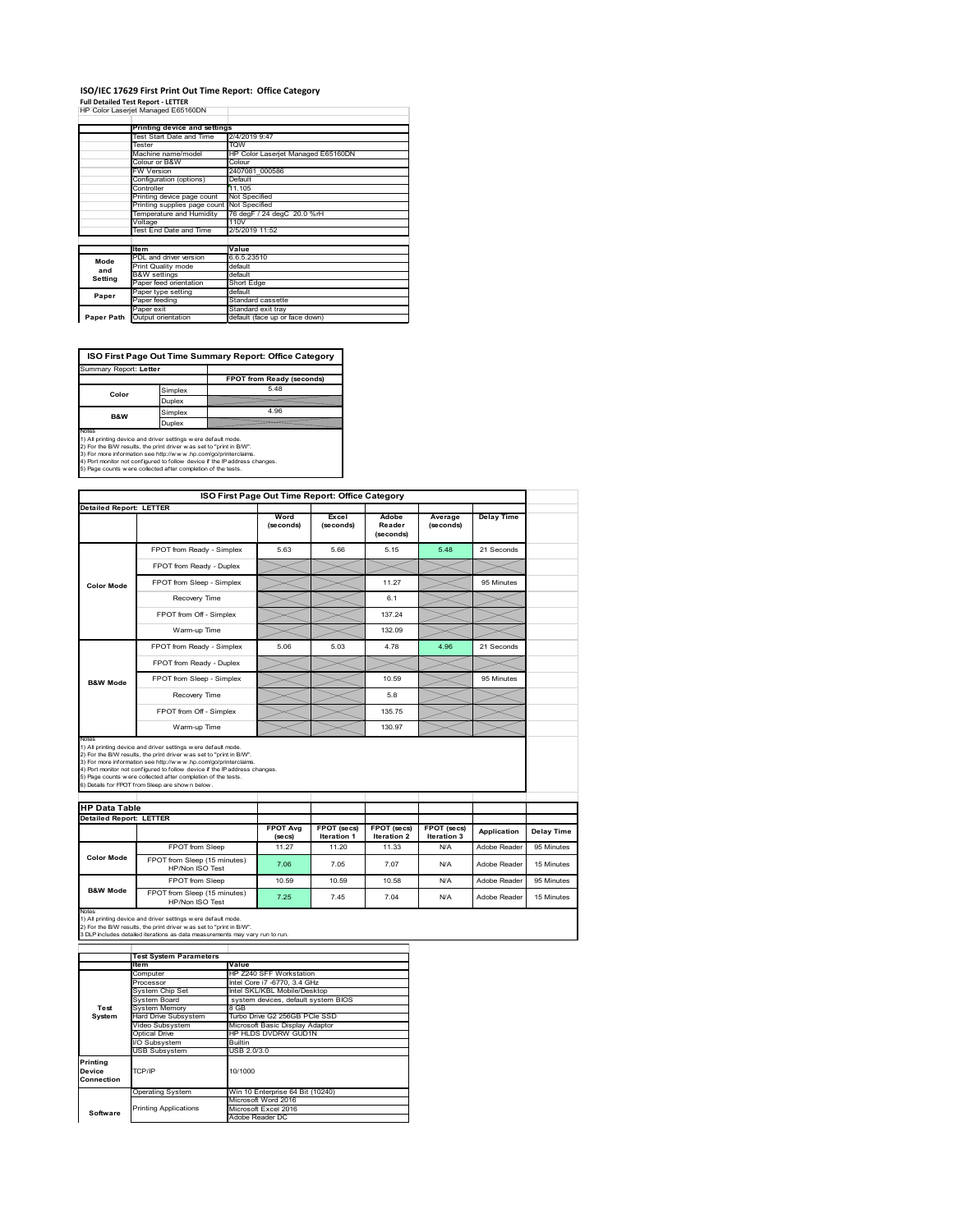# ISO/IEC 17629 First Print Out Time Report: Office Category

**Full Detailed Test Report - LETTER**

HP Color Laserjet Managed E65160DN

| | Printing device and settings | |
|---|---|---|
| | Test Start Date and Time | 2/4/2019 9:47 |
| | Tester | TQW |
| | Machine name/model | HP Color Laserjet Managed E65160DN |
| | Colour or B&W | Colour |
| | FW Version | 2407081_000586 |
| | Configuration (options) | Default |
| | Controller | 11.105 |
| | Printing device page count | Not Specified |
| | Printing supplies page count | Not Specified |
| | Temperature and Humidity | 76 degF / 24 degC 20.0 %rH |
| | Voltage | 110V |
| | Test End Date and Time | 2/5/2019 11:52 |

| | Item | Value |
|---|---|---|
| Mode and Setting | PDL and driver version | 6.6.5.23510 |
| | Print Quality mode | default |
| | B&W settings | default |
| | Paper feed orientation | Short Edge |
| Paper | Paper type setting | default |
| | Paper feeding | Standard cassette |
| | Paper exit | Standard exit tray |
| Paper Path | Output orientation | default (face up or face down) |

## ISO First Page Out Time Summary Report: Office Category

Summary Report: **Letter**

| | | FPOT from Ready (seconds) |
|---|---|---|
| Color | Simplex | 5.48 |
| | Duplex | |
| B&W | Simplex | 4.96 |
| | Duplex | |

Notes
1) All printing device and driver settings were default mode.
2) For the B/W results, the print driver was set to "print in B/W".
3) For more information see http://www.hp.com/go/printerclaims.
4) Port monitor not configured to follow device if the IP address changes.
5) Page counts were collected after completion of the tests.

## ISO First Page Out Time Report: Office Category

**Detailed Report: LETTER**

| | | Word (seconds) | Excel (seconds) | Adobe Reader (seconds) | Average (seconds) | Delay Time |
|---|---|---|---|---|---|---|
| Color Mode | FPOT from Ready - Simplex | 5.63 | 5.66 | 5.15 | 5.48 | 21 Seconds |
| | FPOT from Ready - Duplex | | | | | |
| | FPOT from Sleep - Simplex | | | 11.27 | | 95 Minutes |
| | Recovery Time | | | 6.1 | | |
| | FPOT from Off - Simplex | | | 137.24 | | |
| | Warm-up Time | | | 132.09 | | |
| B&W Mode | FPOT from Ready - Simplex | 5.06 | 5.03 | 4.78 | 4.96 | 21 Seconds |
| | FPOT from Ready - Duplex | | | | | |
| | FPOT from Sleep - Simplex | | | 10.59 | | 95 Minutes |
| | Recovery Time | | | 5.8 | | |
| | FPOT from Off - Simplex | | | 135.75 | | |
| | Warm-up Time | | | 130.97 | | |

Notes
1) All printing device and driver settings were default mode.
2) For the B/W results, the print driver was set to "print in B/W".
3) For more information see http://www.hp.com/go/printerclaims.
4) Port monitor not configured to follow device if the IP address changes.
5) Page counts were collected after completion of the tests.
6) Details for FPOT from Sleep are shown below.

## HP Data Table

**Detailed Report: LETTER**

| | | FPOT Avg (secs) | FPOT (secs) Iteration 1 | FPOT (secs) Iteration 2 | FPOT (secs) Iteration 3 | Application | Delay Time |
|---|---|---|---|---|---|---|---|
| Color Mode | FPOT from Sleep | 11.27 | 11.20 | 11.33 | N/A | Adobe Reader | 95 Minutes |
| | FPOT from Sleep (15 minutes) HP/Non ISO Test | 7.06 | 7.05 | 7.07 | N/A | Adobe Reader | 15 Minutes |
| B&W Mode | FPOT from Sleep | 10.59 | 10.59 | 10.58 | N/A | Adobe Reader | 95 Minutes |
| | FPOT from Sleep (15 minutes) HP/Non ISO Test | 7.25 | 7.45 | 7.04 | N/A | Adobe Reader | 15 Minutes |

Notes
1) All printing device and driver settings were default mode.
2) For the B/W results, the print driver was set to "print in B/W".
3 DLP includes detailed iterations as data measurements may vary run to run.

| | Test System Parameters | |
|---|---|---|
| | Item | Value |
| Test System | Computer | HP Z240 SFF Workstation |
| | Processor | Intel Core i7 -6770, 3.4 GHz |
| | System Chip Set | Intel SKL/KBL Mobile/Desktop |
| | System Board | system devices, default system BIOS |
| | System Memory | 8 GB |
| | Hard Drive Subsystem | Turbo Drive G2 256GB PCIe SSD |
| | Video Subsystem | Microsoft Basic Display Adaptor |
| | Optical Drive | HP HLDS DVDRW GUD1N |
| | I/O Subsystem | Builtin |
| | USB Subsystem | USB 2.0/3.0 |
| Printing Device Connection | TCP/IP | 10/1000 |
| Software | Operating System | Win 10 Enterprise 64 Bit (10240) |
| | Printing Applications | Microsoft Word 2016 |
| | | Microsoft Excel 2016 |
| | | Adobe Reader DC |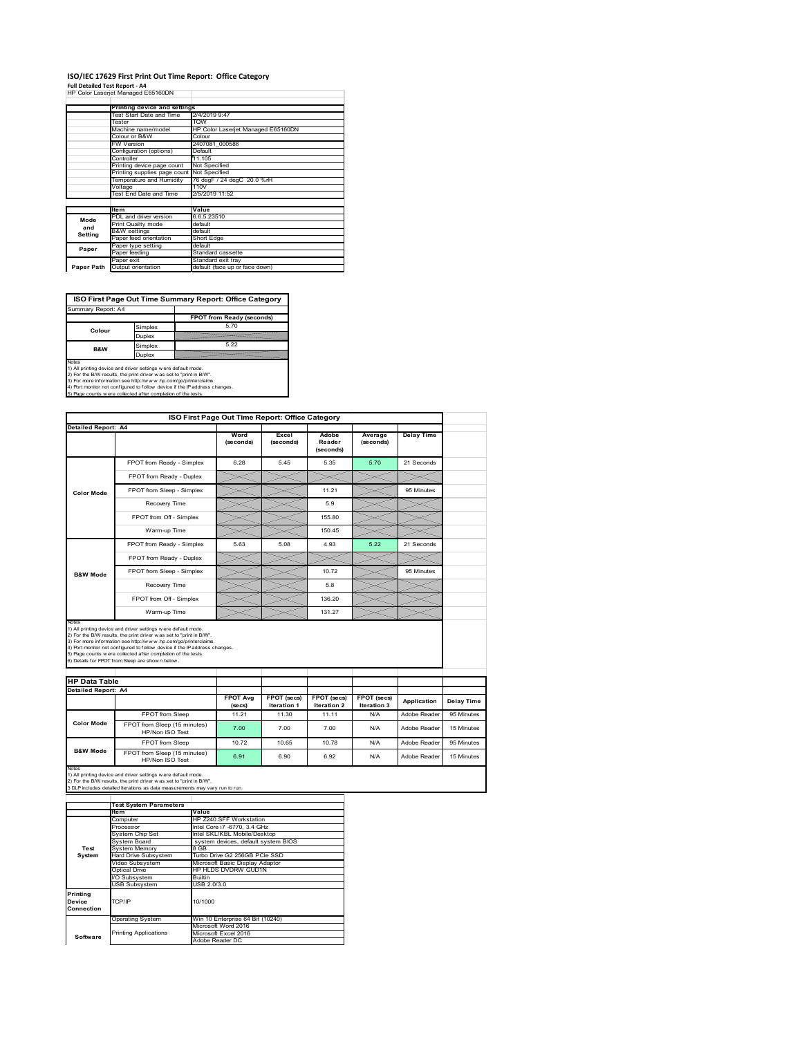# ISO/IEC 17629 First Print Out Time Report: Office Category

**Full Detailed Test Report - A4**

HP Color Laserjet Managed E65160DN

| | | |
|---|---|---|
| | **Printing device and settings** | |
| | Test Start Date and Time | 2/4/2019 9:47 |
| | Tester | TQW |
| | Machine name/model | HP Color Laserjet Managed E65160DN |
| | Colour or B&W | Colour |
| | FW Version | 2407081_000586 |
| | Configuration (options) | Default |
| | Controller | 11.105 |
| | Printing device page count | Not Specified |
| | Printing supplies page count | Not Specified |
| | Temperature and Humidity | 76 degF / 24 degC 20.0 %rH |
| | Voltage | 110V |
| | Test End Date and Time | 2/5/2019 11:52 |
| | **Item** | **Value** |
| Mode and Setting | PDL and driver version | 6.6.5.23510 |
| | Print Quality mode | default |
| | B&W settings | default |
| | Paper feed orientation | Short Edge |
| Paper | Paper type setting | default |
| | Paper feeding | Standard cassette |
| | Paper exit | Standard exit tray |
| Paper Path | Output orientation | default (face up or face down) |

**ISO First Page Out Time Summary Report: Office Category**

Summary Report: A4

| | | FPOT from Ready (seconds) |
|---|---|---|
| Colour | Simplex | 5.70 |
| | Duplex | |
| B&W | Simplex | 5.22 |
| | Duplex | |

Notes
1) All printing device and driver settings were default mode.
2) For the B/W results, the print driver was set to "print in B/W".
3) For more information see http://www.hp.com/go/printerclaims.
4) Port monitor not configured to follow device if the IP address changes.
5) Page counts were collected after completion of the tests.

**ISO First Page Out Time Report: Office Category**

Detailed Report: A4

| | | Word (seconds) | Excel (seconds) | Adobe Reader (seconds) | Average (seconds) | Delay Time |
|---|---|---|---|---|---|---|
| Color Mode | FPOT from Ready - Simplex | 6.28 | 5.45 | 5.35 | 5.70 | 21 Seconds |
| | FPOT from Ready - Duplex | | | | | |
| | FPOT from Sleep - Simplex | | | 11.21 | | 95 Minutes |
| | Recovery Time | | | 5.9 | | |
| | FPOT from Off - Simplex | | | 155.80 | | |
| | Warm-up Time | | | 150.45 | | |
| B&W Mode | FPOT from Ready - Simplex | 5.63 | 5.08 | 4.93 | 5.22 | 21 Seconds |
| | FPOT from Ready - Duplex | | | | | |
| | FPOT from Sleep - Simplex | | | 10.72 | | 95 Minutes |
| | Recovery Time | | | 5.8 | | |
| | FPOT from Off - Simplex | | | 136.20 | | |
| | Warm-up Time | | | 131.27 | | |

Notes
1) All printing device and driver settings were default mode.
2) For the B/W results, the print driver was set to "print in B/W".
3) For more information see http://www.hp.com/go/printerclaims.
4) Port monitor not configured to follow device if the IP address changes.
5) Page counts were collected after completion of the tests.
6) Details for FPOT from Sleep are shown below.

**HP Data Table**

Detailed Report: A4

| | | FPOT Avg (secs) | FPOT (secs) Iteration 1 | FPOT (secs) Iteration 2 | FPOT (secs) Iteration 3 | Application | Delay Time |
|---|---|---|---|---|---|---|---|
| Color Mode | FPOT from Sleep | 11.21 | 11.30 | 11.11 | N/A | Adobe Reader | 95 Minutes |
| | FPOT from Sleep (15 minutes) HP/Non ISO Test | 7.00 | 7.00 | 7.00 | N/A | Adobe Reader | 15 Minutes |
| B&W Mode | FPOT from Sleep | 10.72 | 10.65 | 10.78 | N/A | Adobe Reader | 95 Minutes |
| | FPOT from Sleep (15 minutes) HP/Non ISO Test | 6.91 | 6.90 | 6.92 | N/A | Adobe Reader | 15 Minutes |

Notes
1) All printing device and driver settings were default mode.
2) For the B/W results, the print driver was set to "print in B/W".
3 DLP includes detailed iterations as data measurements may vary run to run.

| | | |
|---|---|---|
| | **Test System Parameters** | |
| | **Item** | **Value** |
| Test System | Computer | HP Z240 SFF Workstation |
| | Processor | Intel Core i7 -6770, 3.4 GHz |
| | System Chip Set | Intel SKL/KBL Mobile/Desktop |
| | System Board | system devices, default system BIOS |
| | System Memory | 8 GB |
| | Hard Drive Subsystem | Turbo Drive G2 256GB PCIe SSD |
| | Video Subsystem | Microsoft Basic Display Adaptor |
| | Optical Drive | HP HLDS DVDRW GUD1N |
| | I/O Subsystem | Builtin |
| | USB Subsystem | USB 2.0/3.0 |
| Printing Device Connection | TCP/IP | 10/1000 |
| Software | Operating System | Win 10 Enterprise 64 Bit (10240) |
| | Printing Applications | Microsoft Word 2016<br>Microsoft Excel 2016<br>Adobe Reader DC |